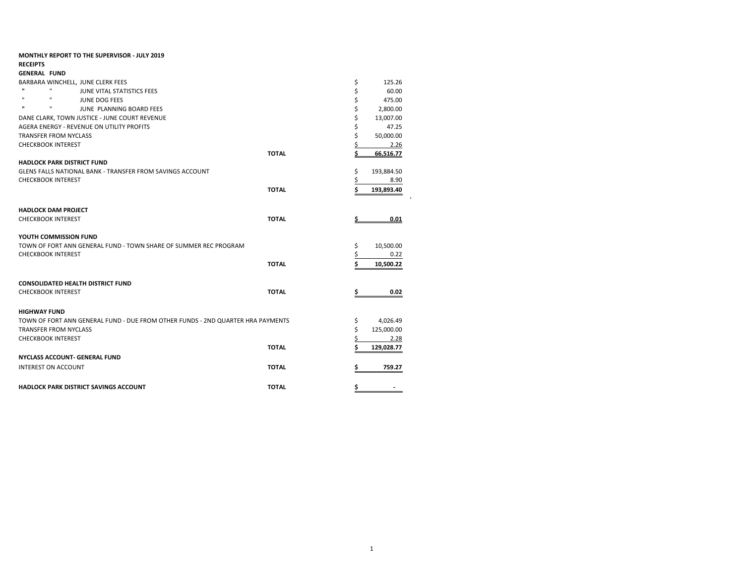**MONTHLY REPORT TO THE SUPERVISOR - JULY 2019**

**RECEIPTS**

| | | |
|---|---|---|
| **GENERAL FUND** | | |
| BARBARA WINCHELL, JUNE CLERK FEES | | $ 125.26 |
| " " JUNE VITAL STATISTICS FEES | | $ 60.00 |
| " " JUNE DOG FEES | | $ 475.00 |
| " " JUNE PLANNING BOARD FEES | | $ 2,800.00 |
| DANE CLARK, TOWN JUSTICE - JUNE COURT REVENUE | | $ 13,007.00 |
| AGERA ENERGY - REVENUE ON UTILITY PROFITS | | $ 47.25 |
| TRANSFER FROM NYCLASS | | $ 50,000.00 |
| CHECKBOOK INTEREST | | $ 2.26 |
| | **TOTAL** | **$ 66,516.77** |
| **HADLOCK PARK DISTRICT FUND** | | |
| GLENS FALLS NATIONAL BANK - TRANSFER FROM SAVINGS ACCOUNT | | $ 193,884.50 |
| CHECKBOOK INTEREST | | $ 8.90 |
| | **TOTAL** | **$ 193,893.40** |
| **HADLOCK DAM PROJECT** | | |
| CHECKBOOK INTEREST | **TOTAL** | **$ 0.01** |
| **YOUTH COMMISSION FUND** | | |
| TOWN OF FORT ANN GENERAL FUND - TOWN SHARE OF SUMMER REC PROGRAM | | $ 10,500.00 |
| CHECKBOOK INTEREST | | $ 0.22 |
| | **TOTAL** | **$ 10,500.22** |
| **CONSOLIDATED HEALTH DISTRICT FUND** | | |
| CHECKBOOK INTEREST | **TOTAL** | **$ 0.02** |
| **HIGHWAY FUND** | | |
| TOWN OF FORT ANN GENERAL FUND - DUE FROM OTHER FUNDS - 2ND QUARTER HRA PAYMENTS | | $ 4,026.49 |
| TRANSFER FROM NYCLASS | | $ 125,000.00 |
| CHECKBOOK INTEREST | | $ 2.28 |
| | **TOTAL** | **$ 129,028.77** |
| **NYCLASS ACCOUNT- GENERAL FUND** | | |
| INTEREST ON ACCOUNT | **TOTAL** | **$ 759.27** |
| **HADLOCK PARK DISTRICT SAVINGS ACCOUNT** | **TOTAL** | **$ -** |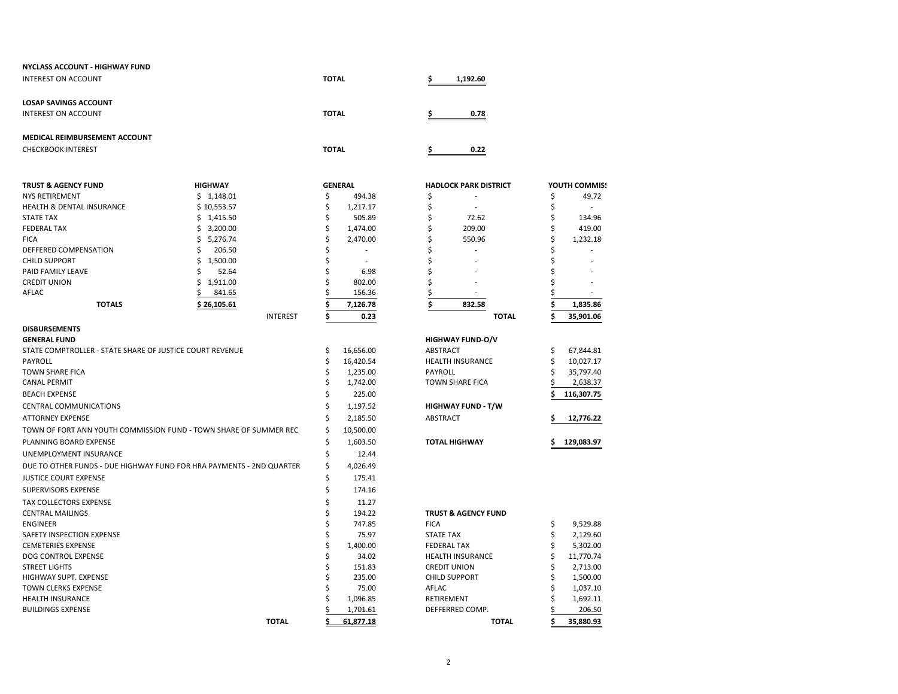**NYCLASS ACCOUNT - HIGHWAY FUND**

| | | |
|---|---|---|
| INTEREST ON ACCOUNT | **TOTAL** | **$ 1,192.60** |

**LOSAP SAVINGS ACCOUNT**

| | | |
|---|---|---|
| INTEREST ON ACCOUNT | **TOTAL** | **$ 0.78** |

**MEDICAL REIMBURSEMENT ACCOUNT**

| | | |
|---|---|---|
| CHECKBOOK INTEREST | **TOTAL** | **$ 0.22** |

| **TRUST & AGENCY FUND** | **HIGHWAY** | | **GENERAL** | **HADLOCK PARK DISTRICT** | **YOUTH COMMISS** |
|---|---|---|---|---|---|
| NYS RETIREMENT | $ 1,148.01 | | $ 494.38 | $ - | $ 49.72 |
| HEALTH & DENTAL INSURANCE | $ 10,553.57 | | $ 1,217.17 | $ - | $ - |
| STATE TAX | $ 1,415.50 | | $ 505.89 | $ 72.62 | $ 134.96 |
| FEDERAL TAX | $ 3,200.00 | | $ 1,474.00 | $ 209.00 | $ 419.00 |
| FICA | $ 5,276.74 | | $ 2,470.00 | $ 550.96 | $ 1,232.18 |
| DEFFERED COMPENSATION | $ 206.50 | | $ - | $ - | $ - |
| CHILD SUPPORT | $ 1,500.00 | | $ - | $ - | $ - |
| PAID FAMILY LEAVE | $ 52.64 | | $ 6.98 | $ - | $ - |
| CREDIT UNION | $ 1,911.00 | | $ 802.00 | $ - | $ - |
| AFLAC | $ 841.65 | | $ 156.36 | $ - | $ - |
| **TOTALS** | **$ 26,105.61** | | **$ 7,126.78** | **$ 832.58** | **$ 1,835.86** |
| | | INTEREST | **$ 0.23** | **TOTAL** | **$ 35,901.06** |

**DISBURSEMENTS**

**GENERAL FUND**

| | |
|---|---|
| STATE COMPTROLLER - STATE SHARE OF JUSTICE COURT REVENUE | $ 16,656.00 |
| PAYROLL | $ 16,420.54 |
| TOWN SHARE FICA | $ 1,235.00 |
| CANAL PERMIT | $ 1,742.00 |
| BEACH EXPENSE | $ 225.00 |
| CENTRAL COMMUNICATIONS | $ 1,197.52 |
| ATTORNEY EXPENSE | $ 2,185.50 |
| TOWN OF FORT ANN YOUTH COMMISSION FUND - TOWN SHARE OF SUMMER REC | $ 10,500.00 |
| PLANNING BOARD EXPENSE | $ 1,603.50 |
| UNEMPLOYMENT INSURANCE | $ 12.44 |
| DUE TO OTHER FUNDS - DUE HIGHWAY FUND FOR HRA PAYMENTS - 2ND QUARTER | $ 4,026.49 |
| JUSTICE COURT EXPENSE | $ 175.41 |
| SUPERVISORS EXPENSE | $ 174.16 |
| TAX COLLECTORS EXPENSE | $ 11.27 |
| CENTRAL MAILINGS | $ 194.22 |
| ENGINEER | $ 747.85 |
| SAFETY INSPECTION EXPENSE | $ 75.97 |
| CEMETERIES EXPENSE | $ 1,400.00 |
| DOG CONTROL EXPENSE | $ 34.02 |
| STREET LIGHTS | $ 151.83 |
| HIGHWAY SUPT. EXPENSE | $ 235.00 |
| TOWN CLERKS EXPENSE | $ 75.00 |
| HEALTH INSURANCE | $ 1,096.85 |
| BUILDINGS EXPENSE | $ 1,701.61 |
| **TOTAL** | **$ 61,877.18** |

**HIGHWAY FUND-O/V**

| | |
|---|---|
| ABSTRACT | $ 67,844.81 |
| HEALTH INSURANCE | $ 10,027.17 |
| PAYROLL | $ 35,797.40 |
| TOWN SHARE FICA | $ 2,638.37 |
| | **$ 116,307.75** |

**HIGHWAY FUND - T/W**

| | |
|---|---|
| ABSTRACT | **$ 12,776.22** |
| **TOTAL HIGHWAY** | **$ 129,083.97** |

**TRUST & AGENCY FUND**

| | |
|---|---|
| FICA | $ 9,529.88 |
| STATE TAX | $ 2,129.60 |
| FEDERAL TAX | $ 5,302.00 |
| HEALTH INSURANCE | $ 11,770.74 |
| CREDIT UNION | $ 2,713.00 |
| CHILD SUPPORT | $ 1,500.00 |
| AFLAC | $ 1,037.10 |
| RETIREMENT | $ 1,692.11 |
| DEFFERRED COMP. | $ 206.50 |
| **TOTAL** | **$ 35,880.93** |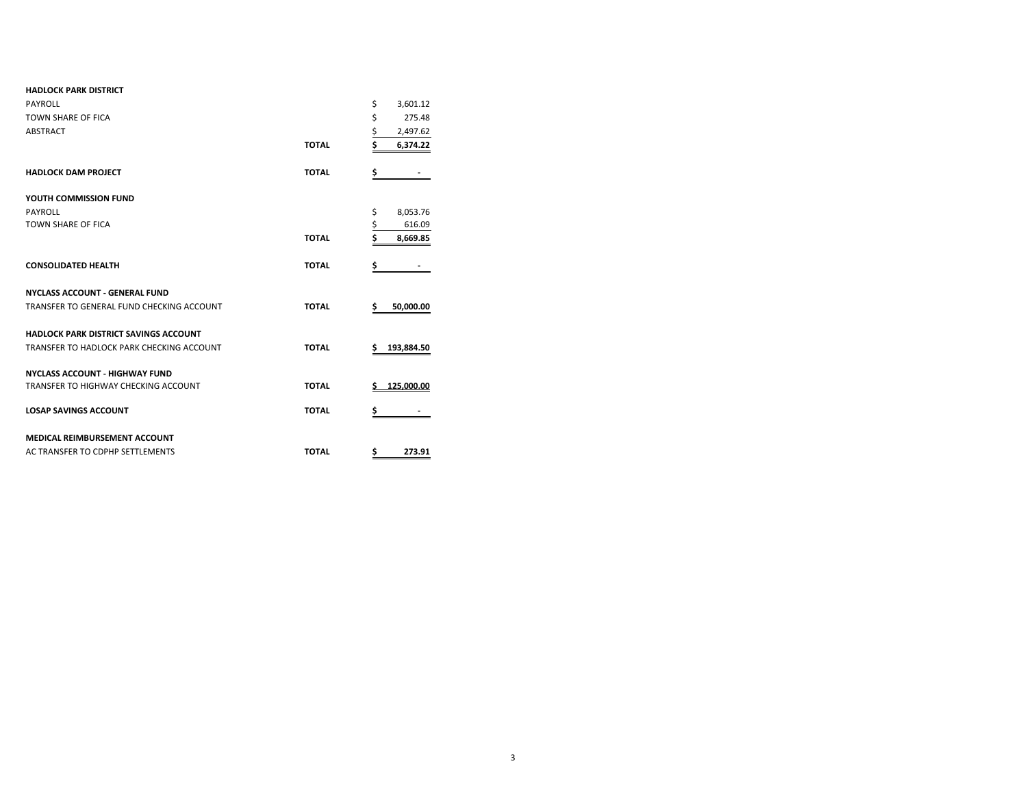| | | |
|---|---|---|
| **HADLOCK PARK DISTRICT** | | |
| PAYROLL | | $ 3,601.12 |
| TOWN SHARE OF FICA | | $ 275.48 |
| ABSTRACT | | $ 2,497.62 |
| | **TOTAL** | **$ 6,374.22** |
| | | |
| **HADLOCK DAM PROJECT** | **TOTAL** | **$ -** |
| | | |
| **YOUTH COMMISSION FUND** | | |
| PAYROLL | | $ 8,053.76 |
| TOWN SHARE OF FICA | | $ 616.09 |
| | **TOTAL** | **$ 8,669.85** |
| | | |
| **CONSOLIDATED HEALTH** | **TOTAL** | **$ -** |
| | | |
| **NYCLASS ACCOUNT - GENERAL FUND** | | |
| TRANSFER TO GENERAL FUND CHECKING ACCOUNT | **TOTAL** | **$ 50,000.00** |
| | | |
| **HADLOCK PARK DISTRICT SAVINGS ACCOUNT** | | |
| TRANSFER TO HADLOCK PARK CHECKING ACCOUNT | **TOTAL** | **$ 193,884.50** |
| | | |
| **NYCLASS ACCOUNT - HIGHWAY FUND** | | |
| TRANSFER TO HIGHWAY CHECKING ACCOUNT | **TOTAL** | **$ 125,000.00** |
| | | |
| **LOSAP SAVINGS ACCOUNT** | **TOTAL** | **$ -** |
| | | |
| **MEDICAL REIMBURSEMENT ACCOUNT** | | |
| AC TRANSFER TO CDPHP SETTLEMENTS | **TOTAL** | **$ 273.91** |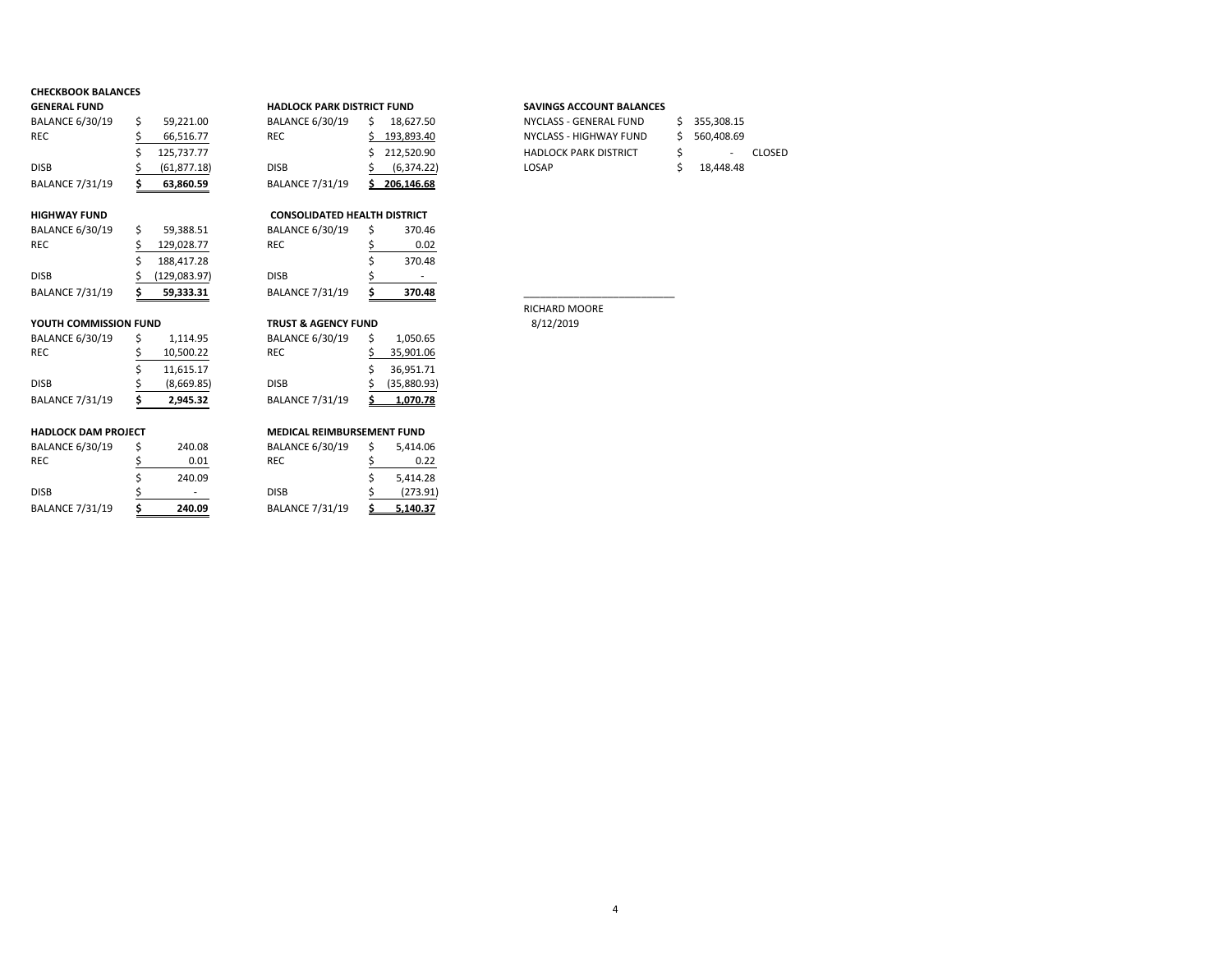**CHECKBOOK BALANCES**

**GENERAL FUND**

| | | |
|---|---|---|
| BALANCE 6/30/19 | $ | 59,221.00 |
| REC | $ | 66,516.77 |
| | $ | 125,737.77 |
| DISB | $ | (61,877.18) |
| BALANCE 7/31/19 | **$** | **63,860.59** |

**HADLOCK PARK DISTRICT FUND**

| | | |
|---|---|---|
| BALANCE 6/30/19 | $ | 18,627.50 |
| REC | $ | 193,893.40 |
| | $ | 212,520.90 |
| DISB | $ | (6,374.22) |
| BALANCE 7/31/19 | **$** | **206,146.68** |

**SAVINGS ACCOUNT BALANCES**

| | | | |
|---|---|---|---|
| NYCLASS - GENERAL FUND | $ | 355,308.15 | |
| NYCLASS - HIGHWAY FUND | $ | 560,408.69 | |
| HADLOCK PARK DISTRICT | $ | - | CLOSED |
| LOSAP | $ | 18,448.48 | |

**HIGHWAY FUND**

| | | |
|---|---|---|
| BALANCE 6/30/19 | $ | 59,388.51 |
| REC | $ | 129,028.77 |
| | $ | 188,417.28 |
| DISB | $ | (129,083.97) |
| BALANCE 7/31/19 | **$** | **59,333.31** |

**CONSOLIDATED HEALTH DISTRICT**

| | | |
|---|---|---|
| BALANCE 6/30/19 | $ | 370.46 |
| REC | $ | 0.02 |
| | $ | 370.48 |
| DISB | $ | - |
| BALANCE 7/31/19 | **$** | **370.48** |

**YOUTH COMMISSION FUND**

| | | |
|---|---|---|
| BALANCE 6/30/19 | $ | 1,114.95 |
| REC | $ | 10,500.22 |
| | $ | 11,615.17 |
| DISB | $ | (8,669.85) |
| BALANCE 7/31/19 | **$** | **2,945.32** |

**TRUST & AGENCY FUND**

| | | |
|---|---|---|
| BALANCE 6/30/19 | $ | 1,050.65 |
| REC | $ | 35,901.06 |
| | $ | 36,951.71 |
| DISB | $ | (35,880.93) |
| BALANCE 7/31/19 | **$** | **1,070.78** |

**HADLOCK DAM PROJECT**

| | | |
|---|---|---|
| BALANCE 6/30/19 | $ | 240.08 |
| REC | $ | 0.01 |
| | $ | 240.09 |
| DISB | $ | - |
| BALANCE 7/31/19 | **$** | **240.09** |

**MEDICAL REIMBURSEMENT FUND**

| | | |
|---|---|---|
| BALANCE 6/30/19 | $ | 5,414.06 |
| REC | $ | 0.22 |
| | $ | 5,414.28 |
| DISB | $ | (273.91) |
| BALANCE 7/31/19 | **$** | **5,140.37** |

___________________________

RICHARD MOORE
8/12/2019